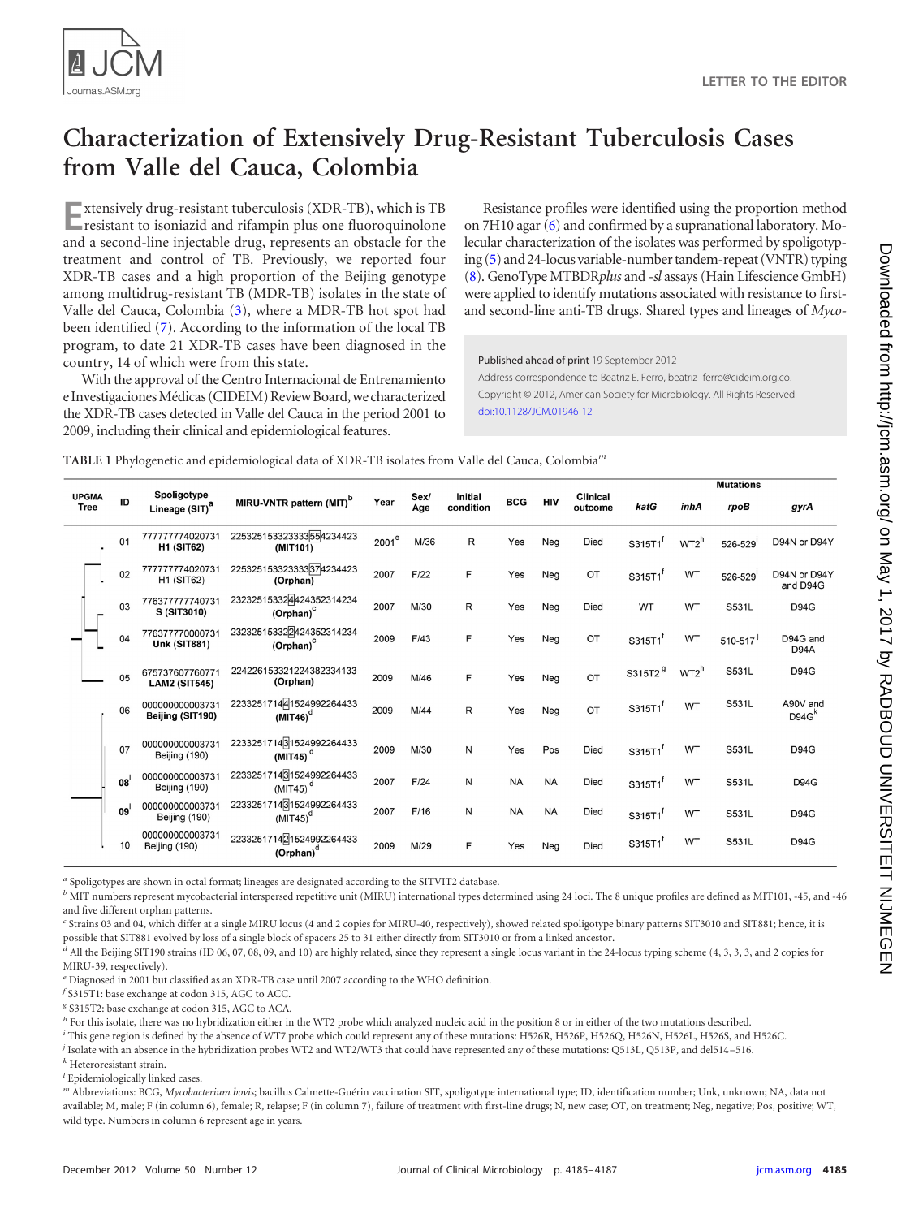LETTER TO THE EDITOR

# Characterization of Extensively Drug-Resistant Tuberculosis Cases from Valle del Cauca, Colombia

Extensively drug-resistant tuberculosis (XDR-TB), which is TB resistant to isoniazid and rifampin plus one fluoroquinolone and a second-line injectable drug, represents an obstacle for the treatment and control of TB. Previously, we reported four XDR-TB cases and a high proportion of the Beijing genotype among multidrug-resistant TB (MDR-TB) isolates in the state of Valle del Cauca, Colombia (3), where a MDR-TB hot spot had been identified (7). According to the information of the local TB program, to date 21 XDR-TB cases have been diagnosed in the country, 14 of which were from this state.

With the approval of the Centro Internacional de Entrenamiento e Investigaciones Médicas (CIDEIM) Review Board, we characterized the XDR-TB cases detected in Valle del Cauca in the period 2001 to 2009, including their clinical and epidemiological features.

Resistance profiles were identified using the proportion method on 7H10 agar (6) and confirmed by a supranational laboratory. Molecular characterization of the isolates was performed by spoligotyping (5) and 24-locus variable-number tandem-repeat (VNTR) typing (8). GenoType MTBDR*plus* and *-sl* assays (Hain Lifescience GmbH) were applied to identify mutations associated with resistance to first- and second-line anti-TB drugs. Shared types and lineages of *Myco-*

Published ahead of print 19 September 2012

Address correspondence to Beatriz E. Ferro, beatriz_ferro@cideim.org.co.

Copyright © 2012, American Society for Microbiology. All Rights Reserved.

doi:10.1128/JCM.01946-12

TABLE 1 Phylogenetic and epidemiological data of XDR-TB isolates from Valle del Cauca, Colombia[m]

| UPGMA Tree | ID | Spoligotype Lineage (SIT)[a] | MIRU-VNTR pattern (MIT)[b] | Year | Sex/Age | Initial condition | BCG | HIV | Clinical outcome | Mutations *katG* | *inhA* | *rpoB* | *gyrA* |
|---|---|---|---|---|---|---|---|---|---|---|---|---|---|
| | 01 | 777777774020731 **H1 (SIT62)** | 225325153323333[5]5[4]234423 **(MIT101)** | 2001[e] | M/36 | R | Yes | Neg | Died | S315T1[f] | WT2[h] | 526-529[i] | D94N or D94Y |
| | 02 | 777777774020731 H1 (SIT62) | 225325153323333[3]7[4]234423 **(Orphan)** | 2007 | F/22 | F | Yes | Neg | OT | S315T1[f] | WT | 526-529[i] | D94N or D94Y and D94G |
| | 03 | 776377777740731 **S (SIT3010)** | 23232515332[4]424352314234 **(Orphan)**[c] | 2007 | M/30 | R | Yes | Neg | Died | WT | WT | S531L | D94G |
| | 04 | 776377770000731 **Unk (SIT881)** | 23232515332[2]424352314234 **(Orphan)**[c] | 2009 | F/43 | F | Yes | Neg | OT | S315T1[f] | WT | 510-517[j] | D94G and D94A |
| | 05 | 675737607760771 **LAM2 (SIT545)** | 224226153321224382334133 **(Orphan)** | 2009 | M/46 | F | Yes | Neg | OT | S315T2[g] | WT2[h] | S531L | D94G |
| | 06 | 000000000003731 **Beijing (SIT190)** | 22332517144[4]1524992264433 **(MIT46)**[d] | 2009 | M/44 | R | Yes | Neg | OT | S315T1[f] | WT | S531L | A90V and D94G[k] |
| | 07 | 000000000003731 Beijing (190) | 2233251714[3]1524992264433 **(MIT45)**[d] | 2009 | M/30 | N | Yes | Pos | Died | S315T1[f] | WT | S531L | D94G |
| | 08[l] | 000000000003731 Beijing (190) | 2233251714[3]1524992264433 (MIT45)[d] | 2007 | F/24 | N | NA | NA | Died | S315T1[f] | WT | S531L | D94G |
| | 09[l] | 000000000003731 Beijing (190) | 2233251714[3]1524992264433 (MIT45)[d] | 2007 | F/16 | N | NA | NA | Died | S315T1[f] | WT | S531L | D94G |
| | 10 | 000000000003731 Beijing (190) | 2233251714[2]1524992264433 **(Orphan)**[d] | 2009 | M/29 | F | Yes | Neg | Died | S315T1[f] | WT | S531L | D94G |

[a] Spoligotypes are shown in octal format; lineages are designated according to the SITVIT2 database.

[b] MIT numbers represent mycobacterial interspersed repetitive unit (MIRU) international types determined using 24 loci. The 8 unique profiles are defined as MIT101, -45, and -46 and five different orphan patterns.

[c] Strains 03 and 04, which differ at a single MIRU locus (4 and 2 copies for MIRU-40, respectively), showed related spoligotype binary patterns SIT3010 and SIT881; hence, it is possible that SIT881 evolved by loss of a single block of spacers 25 to 31 either directly from SIT3010 or from a linked ancestor.

[d] All the Beijing SIT190 strains (ID 06, 07, 08, 09, and 10) are highly related, since they represent a single locus variant in the 24-locus typing scheme (4, 3, 3, 3, and 2 copies for MIRU-39, respectively).

[e] Diagnosed in 2001 but classified as an XDR-TB case until 2007 according to the WHO definition.

[f] S315T1: base exchange at codon 315, AGC to ACC.

[g] S315T2: base exchange at codon 315, AGC to ACA.

[h] For this isolate, there was no hybridization either in the WT2 probe which analyzed nucleic acid in the position 8 or in either of the two mutations described.

[i] This gene region is defined by the absence of WT7 probe which could represent any of these mutations: H526R, H526P, H526Q, H526N, H526L, H526S, and H526C.

[j] Isolate with an absence in the hybridization probes WT2 and WT2/WT3 that could have represented any of these mutations: Q513L, Q513P, and del514–516.

[k] Heteroresistant strain.

[l] Epidemiologically linked cases.

[m] Abbreviations: BCG, *Mycobacterium bovis*; bacillus Calmette-Guérin vaccination SIT, spoligotype international type; ID, identification number; Unk, unknown; NA, data not available; M, male; F (in column 6), female; R, relapse; F (in column 7), failure of treatment with first-line drugs; N, new case; OT, on treatment; Neg, negative; Pos, positive; WT, wild type. Numbers in column 6 represent age in years.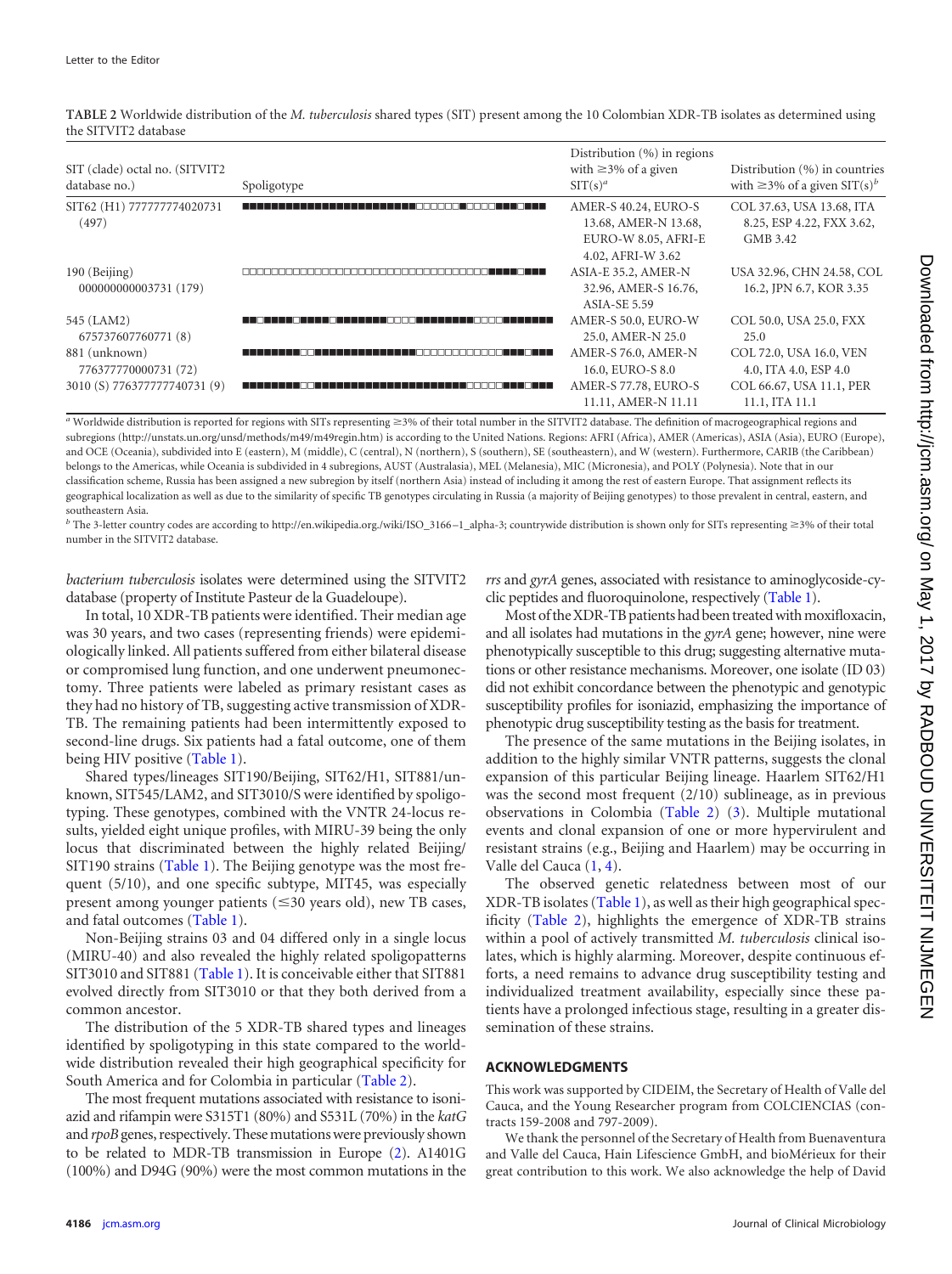**TABLE 2** Worldwide distribution of the *M. tuberculosis* shared types (SIT) present among the 10 Colombian XDR-TB isolates as determined using the SITVIT2 database

| SIT (clade) octal no. (SITVIT2 database no.) | Spoligotype | Distribution (%) in regions with ≥3% of a given SIT(s)[a] | Distribution (%) in countries with ≥3% of a given SIT(s)[b] |
|---|---|---|---|
| SIT62 (H1) 777777774020731 (497) | ■■■■■■■■■■■■■■■■■■■■■■■■□□□□□□■□□□□■■■■□■■■ | AMER-S 40.24, EURO-S 13.68, AMER-N 13.68, EURO-W 8.05, AFRI-E 4.02, AFRI-W 3.62 | COL 37.63, USA 13.68, ITA 8.25, ESP 4.22, FXX 3.62, GMB 3.42 |
| 190 (Beijing) 000000000003731 (179) | □□□□□□□□□□□□□□□□□□□□□□□□□□□□□□□□□■■■■□■■■ | ASIA-E 35.2, AMER-N 32.96, AMER-S 16.76, ASIA-SE 5.59 | USA 32.96, CHN 24.58, COL 16.2, JPN 6.7, KOR 3.35 |
| 545 (LAM2) 675737607760771 (8) | ■■□■■■■□■■■■□■■■■■■■□□□□■■■■■■■■■■□□□□■■■■■■■ | AMER-S 50.0, EURO-W 25.0, AMER-N 25.0 | COL 50.0, USA 25.0, FXX 25.0 |
| 881 (unknown) 776377770000731 (72) | ■■■■■■■■□□■■■■■■■■■■■■■■□□□□□□□□□□□□■■■■□■■■ | AMER-S 76.0, AMER-N 16.0, EURO-S 8.0 | COL 72.0, USA 16.0, VEN 4.0, ITA 4.0, ESP 4.0 |
| 3010 (S) 776377777740731 (9) | ■■■■■■■■□□■■■■■■■■■■■■■■■■■■■■■■□□□□□■■■■□■■■ | AMER-S 77.78, EURO-S 11.11, AMER-N 11.11 | COL 66.67, USA 11.1, PER 11.1, ITA 11.1 |

[a] Worldwide distribution is reported for regions with SITs representing ≥3% of their total number in the SITVIT2 database. The definition of macrogeographical regions and subregions (http://unstats.un.org/unsd/methods/m49/m49regin.htm) is according to the United Nations. Regions: AFRI (Africa), AMER (Americas), ASIA (Asia), EURO (Europe), and OCE (Oceania), subdivided into E (eastern), M (middle), C (central), N (northern), S (southern), SE (southeastern), and W (western). Furthermore, CARIB (the Caribbean) belongs to the Americas, while Oceania is subdivided in 4 subregions, AUST (Australasia), MEL (Melanesia), MIC (Micronesia), and POLY (Polynesia). Note that in our classification scheme, Russia has been assigned a new subregion by itself (northern Asia) instead of including it among the rest of eastern Europe. That assignment reflects its geographical localization as well as due to the similarity of specific TB genotypes circulating in Russia (a majority of Beijing genotypes) to those prevalent in central, eastern, and southeastern Asia.

[b] The 3-letter country codes are according to http://en.wikipedia.org./wiki/ISO_3166–1_alpha-3; countrywide distribution is shown only for SITs representing ≥3% of their total number in the SITVIT2 database.

*bacterium tuberculosis* isolates were determined using the SITVIT2 database (property of Institute Pasteur de la Guadeloupe).

In total, 10 XDR-TB patients were identified. Their median age was 30 years, and two cases (representing friends) were epidemiologically linked. All patients suffered from either bilateral disease or compromised lung function, and one underwent pneumonectomy. Three patients were labeled as primary resistant cases as they had no history of TB, suggesting active transmission of XDR-TB. The remaining patients had been intermittently exposed to second-line drugs. Six patients had a fatal outcome, one of them being HIV positive (Table 1).

Shared types/lineages SIT190/Beijing, SIT62/H1, SIT881/unknown, SIT545/LAM2, and SIT3010/S were identified by spoligotyping. These genotypes, combined with the VNTR 24-locus results, yielded eight unique profiles, with MIRU-39 being the only locus that discriminated between the highly related Beijing/SIT190 strains (Table 1). The Beijing genotype was the most frequent (5/10), and one specific subtype, MIT45, was especially present among younger patients (≤30 years old), new TB cases, and fatal outcomes (Table 1).

Non-Beijing strains 03 and 04 differed only in a single locus (MIRU-40) and also revealed the highly related spoligopatterns SIT3010 and SIT881 (Table 1). It is conceivable either that SIT881 evolved directly from SIT3010 or that they both derived from a common ancestor.

The distribution of the 5 XDR-TB shared types and lineages identified by spoligotyping in this state compared to the worldwide distribution revealed their high geographical specificity for South America and for Colombia in particular (Table 2).

The most frequent mutations associated with resistance to isoniazid and rifampin were S315T1 (80%) and S531L (70%) in the *katG* and *rpoB* genes, respectively. These mutations were previously shown to be related to MDR-TB transmission in Europe (2). A1401G (100%) and D94G (90%) were the most common mutations in the *rrs* and *gyrA* genes, associated with resistance to aminoglycoside-cyclic peptides and fluoroquinolone, respectively (Table 1).

Most of the XDR-TB patients had been treated with moxifloxacin, and all isolates had mutations in the *gyrA* gene; however, nine were phenotypically susceptible to this drug; suggesting alternative mutations or other resistance mechanisms. Moreover, one isolate (ID 03) did not exhibit concordance between the phenotypic and genotypic susceptibility profiles for isoniazid, emphasizing the importance of phenotypic drug susceptibility testing as the basis for treatment.

The presence of the same mutations in the Beijing isolates, in addition to the highly similar VNTR patterns, suggests the clonal expansion of this particular Beijing lineage. Haarlem SIT62/H1 was the second most frequent (2/10) sublineage, as in previous observations in Colombia (Table 2) (3). Multiple mutational events and clonal expansion of one or more hypervirulent and resistant strains (e.g., Beijing and Haarlem) may be occurring in Valle del Cauca (1, 4).

The observed genetic relatedness between most of our XDR-TB isolates (Table 1), as well as their high geographical specificity (Table 2), highlights the emergence of XDR-TB strains within a pool of actively transmitted *M. tuberculosis* clinical isolates, which is highly alarming. Moreover, despite continuous efforts, a need remains to advance drug susceptibility testing and individualized treatment availability, especially since these patients have a prolonged infectious stage, resulting in a greater dissemination of these strains.

## ACKNOWLEDGMENTS

This work was supported by CIDEIM, the Secretary of Health of Valle del Cauca, and the Young Researcher program from COLCIENCIAS (contracts 159-2008 and 797-2009).

We thank the personnel of the Secretary of Health from Buenaventura and Valle del Cauca, Hain Lifescience GmbH, and bioMérieux for their great contribution to this work. We also acknowledge the help of David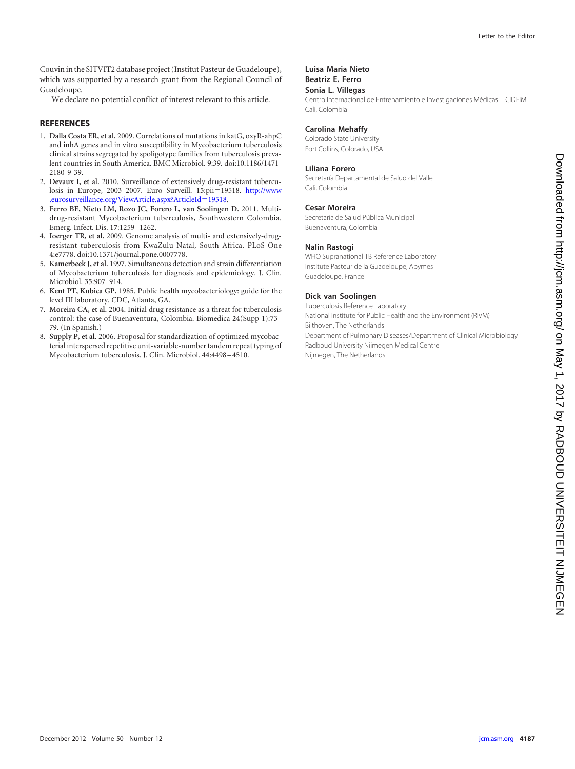Couvin in the SITVIT2 database project (Institut Pasteur de Guadeloupe), which was supported by a research grant from the Regional Council of Guadeloupe.

We declare no potential conflict of interest relevant to this article.

## REFERENCES

1. **Dalla Costa ER, et al.** 2009. Correlations of mutations in katG, oxyR-ahpC and inhA genes and in vitro susceptibility in Mycobacterium tuberculosis clinical strains segregated by spoligotype families from tuberculosis prevalent countries in South America. BMC Microbiol. **9**:39. doi:10.1186/1471-2180-9-39.
2. **Devaux I, et al.** 2010. Surveillance of extensively drug-resistant tuberculosis in Europe, 2003–2007. Euro Surveill. **15**:pii=19518. http://www.eurosurveillance.org/ViewArticle.aspx?ArticleId=19518.
3. **Ferro BE, Nieto LM, Rozo JC, Forero L, van Soolingen D.** 2011. Multidrug-resistant Mycobacterium tuberculosis, Southwestern Colombia. Emerg. Infect. Dis. **17**:1259–1262.
4. **Ioerger TR, et al.** 2009. Genome analysis of multi- and extensively-drug-resistant tuberculosis from KwaZulu-Natal, South Africa. PLoS One **4**:e7778. doi:10.1371/journal.pone.0007778.
5. **Kamerbeek J, et al.** 1997. Simultaneous detection and strain differentiation of Mycobacterium tuberculosis for diagnosis and epidemiology. J. Clin. Microbiol. **35**:907–914.
6. **Kent PT, Kubica GP.** 1985. Public health mycobacteriology: guide for the level III laboratory. CDC, Atlanta, GA.
7. **Moreira CA, et al.** 2004. Initial drug resistance as a threat for tuberculosis control: the case of Buenaventura, Colombia. Biomedica **24**(Supp 1):73–79. (In Spanish.)
8. **Supply P, et al.** 2006. Proposal for standardization of optimized mycobacterial interspersed repetitive unit-variable-number tandem repeat typing of Mycobacterium tuberculosis. J. Clin. Microbiol. **44**:4498–4510.

**Luisa Maria Nieto**
**Beatriz E. Ferro**
**Sonia L. Villegas**
Centro Internacional de Entrenamiento e Investigaciones Médicas—CIDEIM
Cali, Colombia

**Carolina Mehaffy**
Colorado State University
Fort Collins, Colorado, USA

**Liliana Forero**
Secretaría Departamental de Salud del Valle
Cali, Colombia

**Cesar Moreira**
Secretaría de Salud Pública Municipal
Buenaventura, Colombia

**Nalin Rastogi**
WHO Supranational TB Reference Laboratory
Institute Pasteur de la Guadeloupe, Abymes
Guadeloupe, France

**Dick van Soolingen**
Tuberculosis Reference Laboratory
National Institute for Public Health and the Environment (RIVM)
Bilthoven, The Netherlands
Department of Pulmonary Diseases/Department of Clinical Microbiology
Radboud University Nijmegen Medical Centre
Nijmegen, The Netherlands